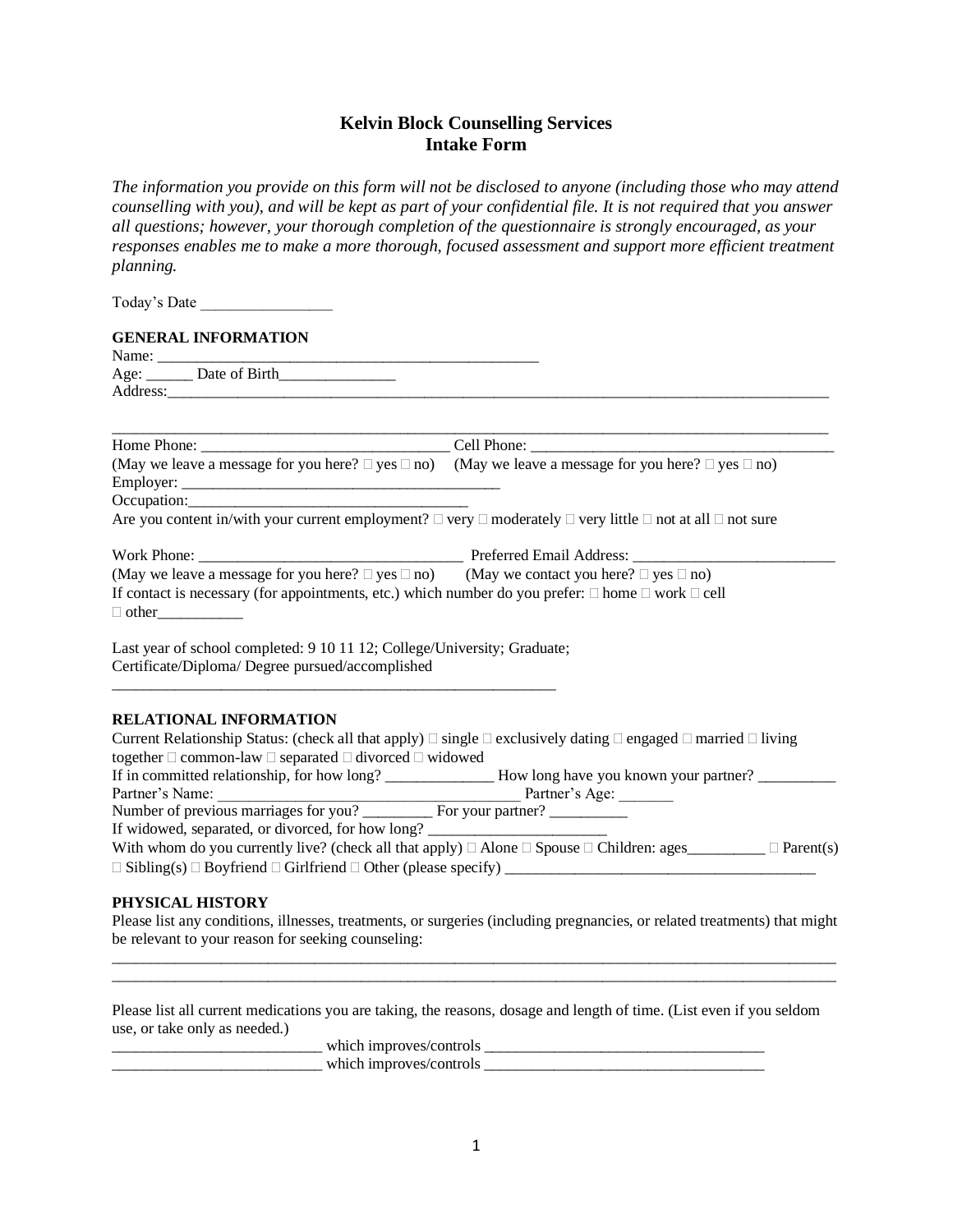# Kelvin Block Counselling Services
## Intake Form

*The information you provide on this form will not be disclosed to anyone (including those who may attend counselling with you), and will be kept as part of your confidential file. It is not required that you answer all questions; however, your thorough completion of the questionnaire is strongly encouraged, as your responses enables me to make a more thorough, focused assessment and support more efficient treatment planning.*

Today's Date _________________

**GENERAL INFORMATION**

Name: _________________________________________________

Age: ______ Date of Birth_______________

Address:_____________________________________________________________________________________

_____________________________________________________________________________________________

Home Phone: ________________________________ Cell Phone: _______________________________________

(May we leave a message for you here? □ yes □ no) (May we leave a message for you here? □ yes □ no)

Employer: __________________________________________

Occupation:____________________________________

Are you content in/with your current employment? □ very □ moderately □ very little □ not at all □ not sure

Work Phone: __________________________________ Preferred Email Address: __________________________

(May we leave a message for you here? □ yes □ no) (May we contact you here? □ yes □ no)

If contact is necessary (for appointments, etc.) which number do you prefer: □ home □ work □ cell □ other___________

Last year of school completed: 9 10 11 12; College/University; Graduate;
Certificate/Diploma/ Degree pursued/accomplished

__________________________________________________________

**RELATIONAL INFORMATION**

Current Relationship Status: (check all that apply) □ single □ exclusively dating □ engaged □ married □ living together □ common-law □ separated □ divorced □ widowed

If in committed relationship, for how long? ______________ How long have you known your partner? __________

Partner's Name: _______________________________________ Partner's Age: _______

Number of previous marriages for you? _________ For your partner? __________

If widowed, separated, or divorced, for how long? _______________________

With whom do you currently live? (check all that apply) □ Alone □ Spouse □ Children: ages__________ □ Parent(s) □ Sibling(s) □ Boyfriend □ Girlfriend □ Other (please specify) _________________________________________

**PHYSICAL HISTORY**

Please list any conditions, illnesses, treatments, or surgeries (including pregnancies, or related treatments) that might be relevant to your reason for seeking counseling:

_____________________________________________________________________________________________

_____________________________________________________________________________________________

Please list all current medications you are taking, the reasons, dosage and length of time. (List even if you seldom use, or take only as needed.)

___________________________ which improves/controls _____________________________________

___________________________ which improves/controls _____________________________________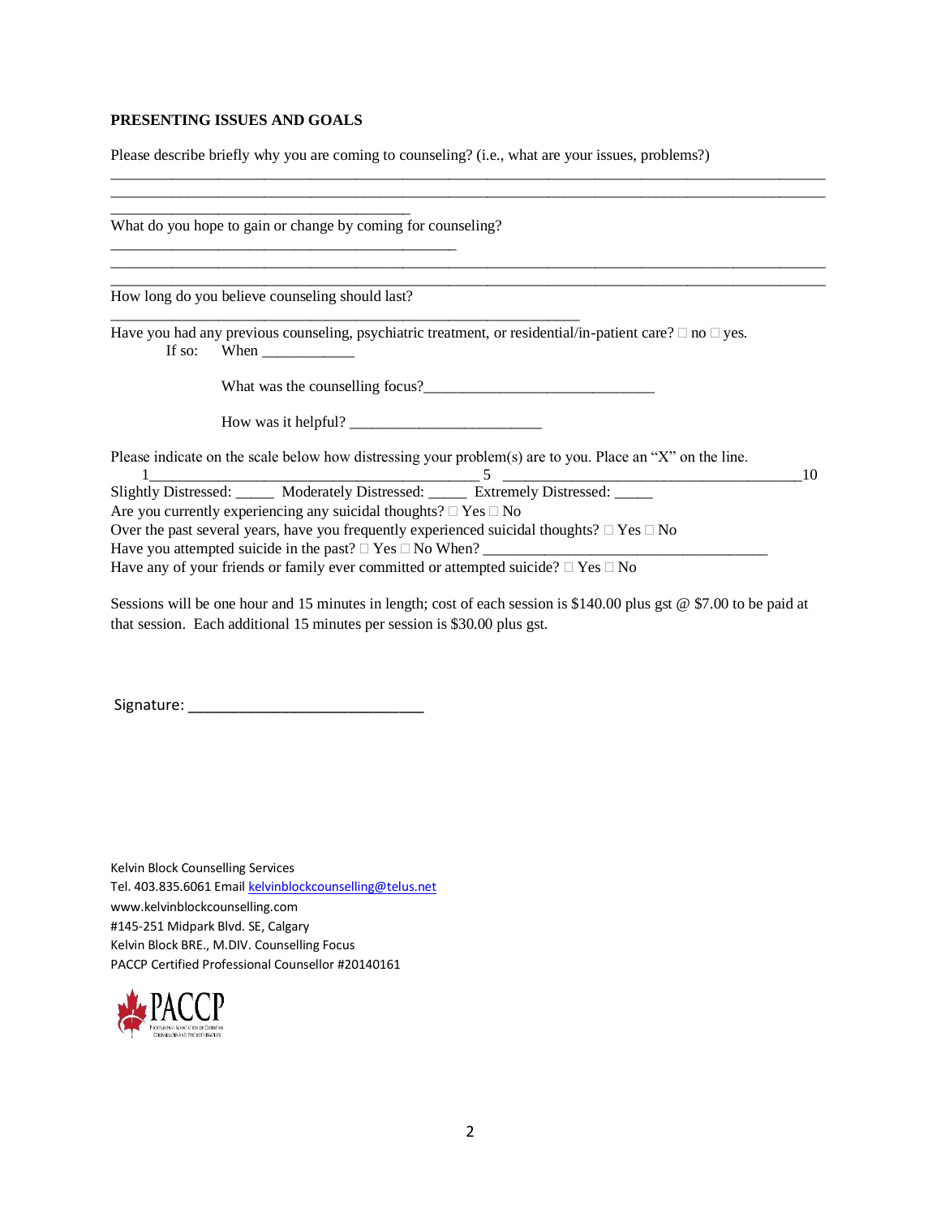**PRESENTING ISSUES AND GOALS**

Please describe briefly why you are coming to counseling? (i.e., what are your issues, problems?)

________________________________________________________________________________________

________________________________________________________________________________________

______________________________________

What do you hope to gain or change by coming for counseling?

____________________________________________

________________________________________________________________________________________

________________________________________________________________________________________

How long do you believe counseling should last?

____________________________________________________________

Have you had any previous counseling, psychiatric treatment, or residential/in-patient care? ☐ no ☐ yes.

If so: When ____________

What was the counselling focus?______________________________

How was it helpful? _________________________

Please indicate on the scale below how distressing your problem(s) are to you. Place an "X" on the line.

1__________________________________________ 5 ______________________________________10

Slightly Distressed: _____ Moderately Distressed: _____ Extremely Distressed: _____

Are you currently experiencing any suicidal thoughts? ☐ Yes ☐ No

Over the past several years, have you frequently experienced suicidal thoughts? ☐ Yes ☐ No

Have you attempted suicide in the past? ☐ Yes ☐ No When? ____________________________________

Have any of your friends or family ever committed or attempted suicide? ☐ Yes ☐ No

Sessions will be one hour and 15 minutes in length; cost of each session is $140.00 plus gst @ $7.00 to be paid at that session. Each additional 15 minutes per session is $30.00 plus gst.

Signature: ______________________________

Kelvin Block Counselling Services
Tel. 403.835.6061 Email kelvinblockcounselling@telus.net
www.kelvinblockcounselling.com
#145-251 Midpark Blvd. SE, Calgary
Kelvin Block BRE., M.DIV. Counselling Focus
PACCP Certified Professional Counsellor #20140161

PACCP